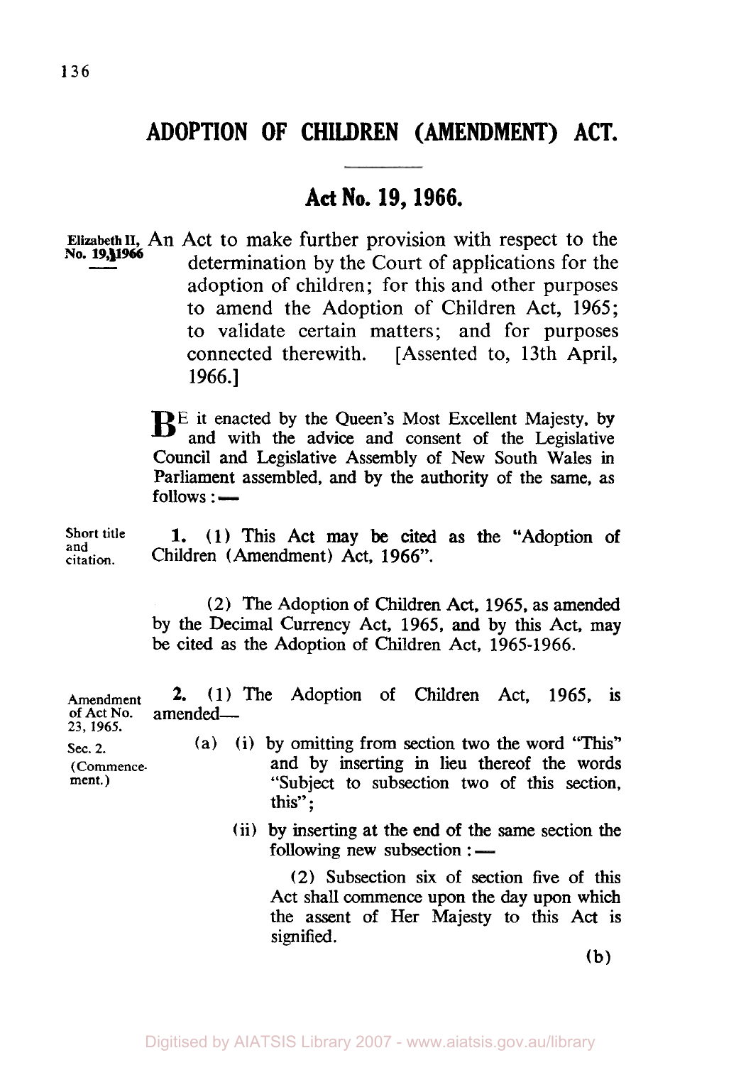# ADOPTION OF CHILDREN (AMENDMENT) ACT.

## Act No. 19, 1966.

Elizabeth II, No. 19, 1966

An Act to make further provision with respect to the determination by the Court of applications for the adoption of children; for this and other purposes to amend the Adoption of Children Act, 1965; to validate certain matters; and for purposes connected therewith. [Assented to, 13th April, 1966.]

BE it enacted by the Queen's Most Excellent Majesty, by and with the advice and consent of the Legislative Council and Legislative Assembly of New South Wales in Parliament assembled, and by the authority of the same, as follows:—

Short title and citation.

**1.** (1) This Act may be cited as the "Adoption of Children (Amendment) Act, 1966".

(2) The Adoption of Children Act, 1965, as amended by the Decimal Currency Act, 1965, and by this Act, may be cited as the Adoption of Children Act, 1965-1966.

Amendment of Act No. 23, 1965.

**2.** (1) The Adoption of Children Act, 1965, is amended—

Sec. 2. (Commencement.)

(a) (i) by omitting from section two the word "This" and by inserting in lieu thereof the words "Subject to subsection two of this section, this";

(ii) by inserting at the end of the same section the following new subsection:—

(2) Subsection six of section five of this Act shall commence upon the day upon which the assent of Her Majesty to this Act is signified.

(b)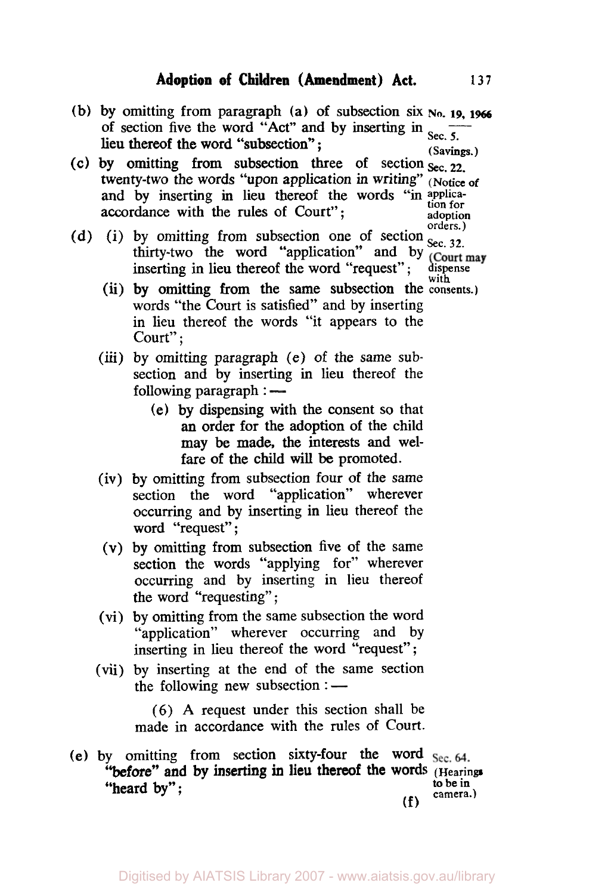(b) by omitting from paragraph (a) of subsection six of section five the word "Act" and by inserting in lieu thereof the word "subsection";

No. 19, 1966

Sec. 5. (Savings.)

(c) by omitting from subsection three of section twenty-two the words "upon application in writing" and by inserting in lieu thereof the words "in accordance with the rules of Court";

Sec. 22. (Notice of application for adoption orders.)

(d) (i) by omitting from subsection one of section thirty-two the word "application" and by inserting in lieu thereof the word "request";

Sec. 32. (Court may dispense with consents.)

(ii) by omitting from the same subsection the words "the Court is satisfied" and by inserting in lieu thereof the words "it appears to the Court";

(iii) by omitting paragraph (e) of the same subsection and by inserting in lieu thereof the following paragraph :—

(e) by dispensing with the consent so that an order for the adoption of the child may be made, the interests and welfare of the child will be promoted.

(iv) by omitting from subsection four of the same section the word "application" wherever occurring and by inserting in lieu thereof the word "request";

(v) by omitting from subsection five of the same section the words "applying for" wherever occurring and by inserting in lieu thereof the word "requesting";

(vi) by omitting from the same subsection the word "application" wherever occurring and by inserting in lieu thereof the word "request";

(vii) by inserting at the end of the same section the following new subsection :—

(6) A request under this section shall be made in accordance with the rules of Court.

(e) by omitting from section sixty-four the word "before" and by inserting in lieu thereof the words "heard by";

Sec. 64. (Hearings to be in camera.)

(f)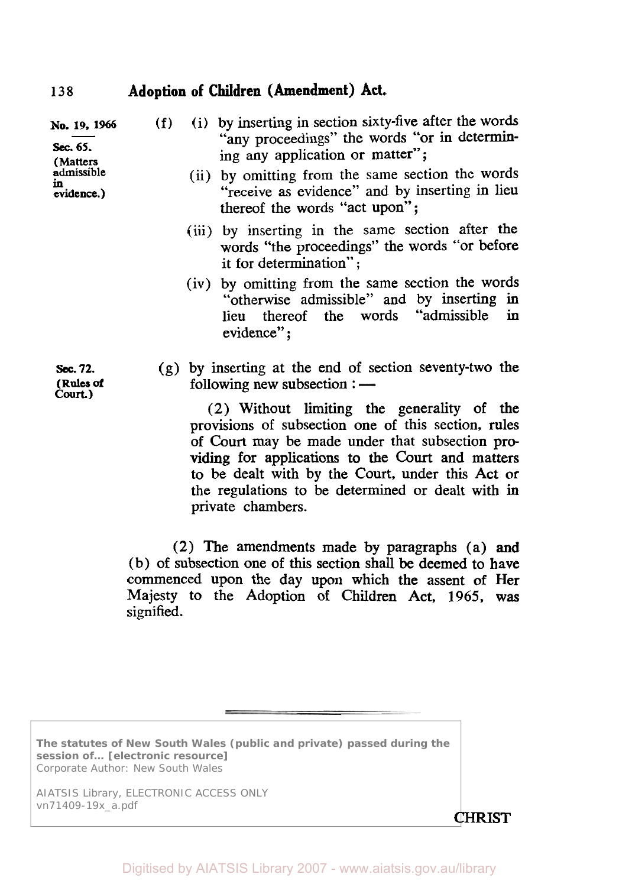No. 19, 1966

Sec. 65. (Matters admissible in evidence.)

(f) (i) by inserting in section sixty-five after the words "any proceedings" the words "or in determining any application or matter";

(ii) by omitting from the same section the words "receive as evidence" and by inserting in lieu thereof the words "act upon";

(iii) by inserting in the same section after the words "the proceedings" the words "or before it for determination";

(iv) by omitting from the same section the words "otherwise admissible" and by inserting in lieu thereof the words "admissible in evidence";

Sec. 72. (Rules of Court.)

(g) by inserting at the end of section seventy-two the following new subsection: —

(2) Without limiting the generality of the provisions of subsection one of this section, rules of Court may be made under that subsection providing for applications to the Court and matters to be dealt with by the Court, under this Act or the regulations to be determined or dealt with in private chambers.

(2) The amendments made by paragraphs (a) and (b) of subsection one of this section shall be deemed to have commenced upon the day upon which the assent of Her Majesty to the Adoption of Children Act, 1965, was signified.

CHRIST